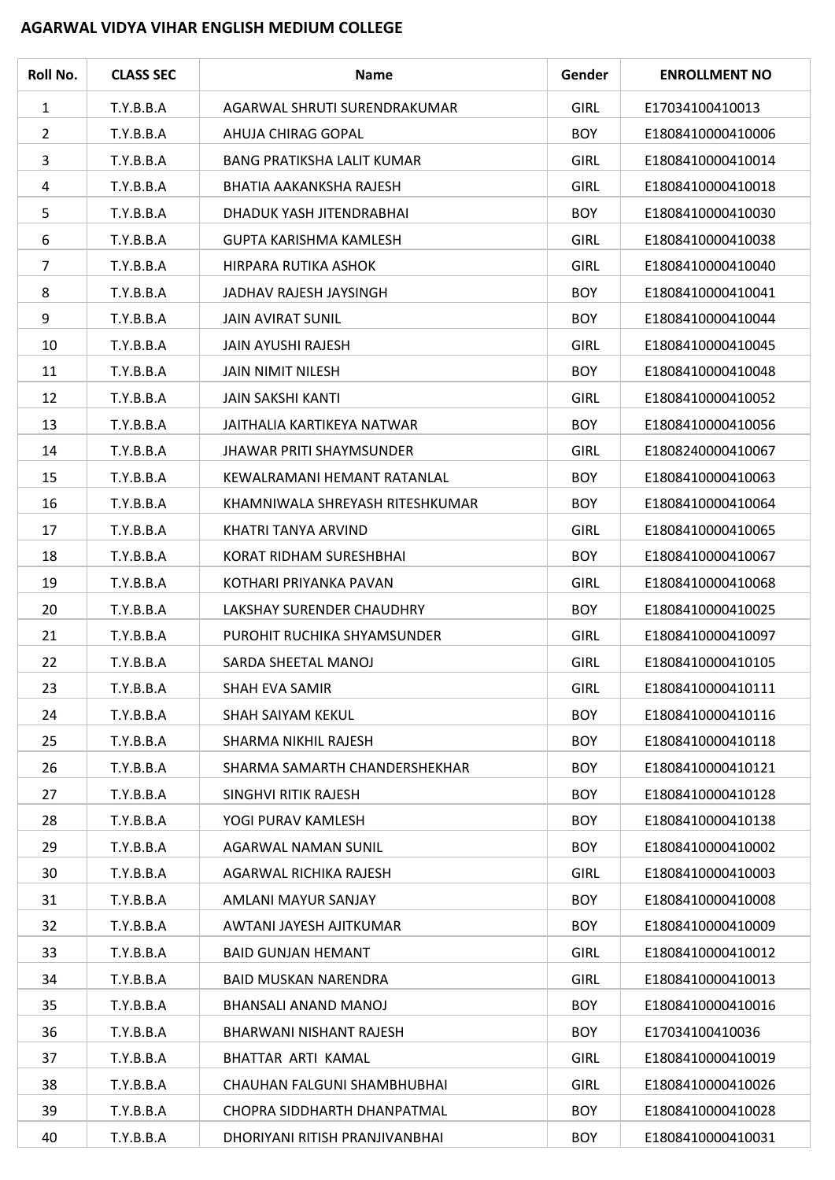## AGARWAL VIDYA VIHAR ENGLISH MEDIUM COLLEGE

| Roll No. | CLASS SEC | Name | Gender | ENROLLMENT NO |
|---|---|---|---|---|
| 1 | T.Y.B.B.A | AGARWAL SHRUTI SURENDRAKUMAR | GIRL | E17034100410013 |
| 2 | T.Y.B.B.A | AHUJA CHIRAG GOPAL | BOY | E1808410000410006 |
| 3 | T.Y.B.B.A | BANG PRATIKSHA LALIT KUMAR | GIRL | E1808410000410014 |
| 4 | T.Y.B.B.A | BHATIA AAKANKSHA RAJESH | GIRL | E1808410000410018 |
| 5 | T.Y.B.B.A | DHADUK YASH JITENDRABHAI | BOY | E1808410000410030 |
| 6 | T.Y.B.B.A | GUPTA KARISHMA KAMLESH | GIRL | E1808410000410038 |
| 7 | T.Y.B.B.A | HIRPARA RUTIKA ASHOK | GIRL | E1808410000410040 |
| 8 | T.Y.B.B.A | JADHAV RAJESH JAYSINGH | BOY | E1808410000410041 |
| 9 | T.Y.B.B.A | JAIN AVIRAT SUNIL | BOY | E1808410000410044 |
| 10 | T.Y.B.B.A | JAIN AYUSHI RAJESH | GIRL | E1808410000410045 |
| 11 | T.Y.B.B.A | JAIN NIMIT NILESH | BOY | E1808410000410048 |
| 12 | T.Y.B.B.A | JAIN SAKSHI KANTI | GIRL | E1808410000410052 |
| 13 | T.Y.B.B.A | JAITHALIA KARTIKEYA NATWAR | BOY | E1808410000410056 |
| 14 | T.Y.B.B.A | JHAWAR PRITI SHAYMSUNDER | GIRL | E1808240000410067 |
| 15 | T.Y.B.B.A | KEWALRAMANI HEMANT RATANLAL | BOY | E1808410000410063 |
| 16 | T.Y.B.B.A | KHAMNIWALA SHREYASH RITESHKUMAR | BOY | E1808410000410064 |
| 17 | T.Y.B.B.A | KHATRI TANYA ARVIND | GIRL | E1808410000410065 |
| 18 | T.Y.B.B.A | KORAT RIDHAM SURESHBHAI | BOY | E1808410000410067 |
| 19 | T.Y.B.B.A | KOTHARI PRIYANKA PAVAN | GIRL | E1808410000410068 |
| 20 | T.Y.B.B.A | LAKSHAY SURENDER CHAUDHRY | BOY | E1808410000410025 |
| 21 | T.Y.B.B.A | PUROHIT RUCHIKA SHYAMSUNDER | GIRL | E1808410000410097 |
| 22 | T.Y.B.B.A | SARDA SHEETAL MANOJ | GIRL | E1808410000410105 |
| 23 | T.Y.B.B.A | SHAH EVA SAMIR | GIRL | E1808410000410111 |
| 24 | T.Y.B.B.A | SHAH SAIYAM KEKUL | BOY | E1808410000410116 |
| 25 | T.Y.B.B.A | SHARMA NIKHIL RAJESH | BOY | E1808410000410118 |
| 26 | T.Y.B.B.A | SHARMA SAMARTH CHANDERSHEKHAR | BOY | E1808410000410121 |
| 27 | T.Y.B.B.A | SINGHVI RITIK RAJESH | BOY | E1808410000410128 |
| 28 | T.Y.B.B.A | YOGI PURAV KAMLESH | BOY | E1808410000410138 |
| 29 | T.Y.B.B.A | AGARWAL NAMAN SUNIL | BOY | E1808410000410002 |
| 30 | T.Y.B.B.A | AGARWAL RICHIKA RAJESH | GIRL | E1808410000410003 |
| 31 | T.Y.B.B.A | AMLANI MAYUR SANJAY | BOY | E1808410000410008 |
| 32 | T.Y.B.B.A | AWTANI JAYESH AJITKUMAR | BOY | E1808410000410009 |
| 33 | T.Y.B.B.A | BAID GUNJAN HEMANT | GIRL | E1808410000410012 |
| 34 | T.Y.B.B.A | BAID MUSKAN NARENDRA | GIRL | E1808410000410013 |
| 35 | T.Y.B.B.A | BHANSALI ANAND MANOJ | BOY | E1808410000410016 |
| 36 | T.Y.B.B.A | BHARWANI NISHANT RAJESH | BOY | E17034100410036 |
| 37 | T.Y.B.B.A | BHATTAR ARTI KAMAL | GIRL | E1808410000410019 |
| 38 | T.Y.B.B.A | CHAUHAN FALGUNI SHAMBHUBHAI | GIRL | E1808410000410026 |
| 39 | T.Y.B.B.A | CHOPRA SIDDHARTH DHANPATMAL | BOY | E1808410000410028 |
| 40 | T.Y.B.B.A | DHORIYANI RITISH PRANJIVANBHAI | BOY | E1808410000410031 |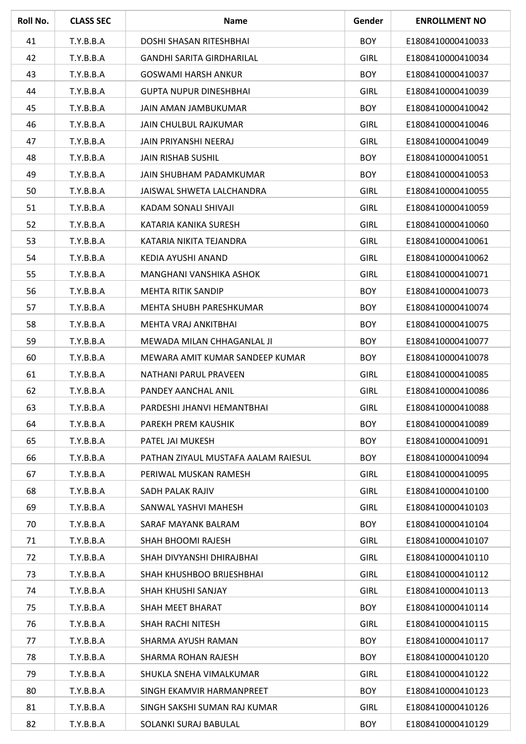| Roll No. | CLASS SEC | Name | Gender | ENROLLMENT NO |
|---|---|---|---|---|
| 41 | T.Y.B.B.A | DOSHI SHASAN RITESHBHAI | BOY | E1808410000410033 |
| 42 | T.Y.B.B.A | GANDHI SARITA GIRDHARILAL | GIRL | E1808410000410034 |
| 43 | T.Y.B.B.A | GOSWAMI HARSH ANKUR | BOY | E1808410000410037 |
| 44 | T.Y.B.B.A | GUPTA NUPUR DINESHBHAI | GIRL | E1808410000410039 |
| 45 | T.Y.B.B.A | JAIN AMAN JAMBUKUMAR | BOY | E1808410000410042 |
| 46 | T.Y.B.B.A | JAIN CHULBUL RAJKUMAR | GIRL | E1808410000410046 |
| 47 | T.Y.B.B.A | JAIN PRIYANSHI NEERAJ | GIRL | E1808410000410049 |
| 48 | T.Y.B.B.A | JAIN RISHAB SUSHIL | BOY | E1808410000410051 |
| 49 | T.Y.B.B.A | JAIN SHUBHAM PADAMKUMAR | BOY | E1808410000410053 |
| 50 | T.Y.B.B.A | JAISWAL SHWETA LALCHANDRA | GIRL | E1808410000410055 |
| 51 | T.Y.B.B.A | KADAM SONALI SHIVAJI | GIRL | E1808410000410059 |
| 52 | T.Y.B.B.A | KATARIA KANIKA SURESH | GIRL | E1808410000410060 |
| 53 | T.Y.B.B.A | KATARIA NIKITA TEJANDRA | GIRL | E1808410000410061 |
| 54 | T.Y.B.B.A | KEDIA AYUSHI ANAND | GIRL | E1808410000410062 |
| 55 | T.Y.B.B.A | MANGHANI VANSHIKA ASHOK | GIRL | E1808410000410071 |
| 56 | T.Y.B.B.A | MEHTA RITIK SANDIP | BOY | E1808410000410073 |
| 57 | T.Y.B.B.A | MEHTA SHUBH PARESHKUMAR | BOY | E1808410000410074 |
| 58 | T.Y.B.B.A | MEHTA VRAJ ANKITBHAI | BOY | E1808410000410075 |
| 59 | T.Y.B.B.A | MEWADA MILAN CHHAGANLAL JI | BOY | E1808410000410077 |
| 60 | T.Y.B.B.A | MEWARA AMIT KUMAR SANDEEP KUMAR | BOY | E1808410000410078 |
| 61 | T.Y.B.B.A | NATHANI PARUL PRAVEEN | GIRL | E1808410000410085 |
| 62 | T.Y.B.B.A | PANDEY AANCHAL ANIL | GIRL | E1808410000410086 |
| 63 | T.Y.B.B.A | PARDESHI JHANVI HEMANTBHAI | GIRL | E1808410000410088 |
| 64 | T.Y.B.B.A | PAREKH PREM KAUSHIK | BOY | E1808410000410089 |
| 65 | T.Y.B.B.A | PATEL JAI MUKESH | BOY | E1808410000410091 |
| 66 | T.Y.B.B.A | PATHAN ZIYAUL MUSTAFA AALAM RAIESUL | BOY | E1808410000410094 |
| 67 | T.Y.B.B.A | PERIWAL MUSKAN RAMESH | GIRL | E1808410000410095 |
| 68 | T.Y.B.B.A | SADH PALAK RAJIV | GIRL | E1808410000410100 |
| 69 | T.Y.B.B.A | SANWAL YASHVI MAHESH | GIRL | E1808410000410103 |
| 70 | T.Y.B.B.A | SARAF MAYANK BALRAM | BOY | E1808410000410104 |
| 71 | T.Y.B.B.A | SHAH BHOOMI RAJESH | GIRL | E1808410000410107 |
| 72 | T.Y.B.B.A | SHAH DIVYANSHI DHIRAJBHAI | GIRL | E1808410000410110 |
| 73 | T.Y.B.B.A | SHAH KHUSHBOO BRIJESHBHAI | GIRL | E1808410000410112 |
| 74 | T.Y.B.B.A | SHAH KHUSHI SANJAY | GIRL | E1808410000410113 |
| 75 | T.Y.B.B.A | SHAH MEET BHARAT | BOY | E1808410000410114 |
| 76 | T.Y.B.B.A | SHAH RACHI NITESH | GIRL | E1808410000410115 |
| 77 | T.Y.B.B.A | SHARMA AYUSH RAMAN | BOY | E1808410000410117 |
| 78 | T.Y.B.B.A | SHARMA ROHAN RAJESH | BOY | E1808410000410120 |
| 79 | T.Y.B.B.A | SHUKLA SNEHA VIMALKUMAR | GIRL | E1808410000410122 |
| 80 | T.Y.B.B.A | SINGH EKAMVIR HARMANPREET | BOY | E1808410000410123 |
| 81 | T.Y.B.B.A | SINGH SAKSHI SUMAN RAJ KUMAR | GIRL | E1808410000410126 |
| 82 | T.Y.B.B.A | SOLANKI SURAJ BABULAL | BOY | E1808410000410129 |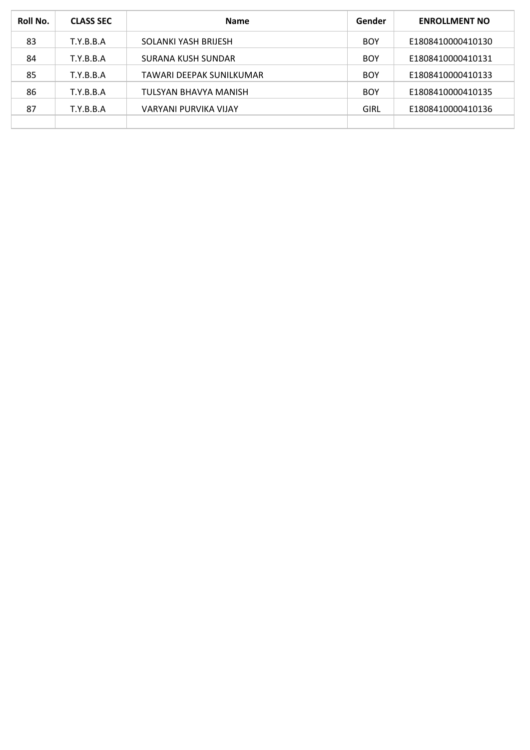| Roll No. | CLASS SEC | Name | Gender | ENROLLMENT NO |
|---|---|---|---|---|
| 83 | T.Y.B.B.A | SOLANKI YASH BRIJESH | BOY | E1808410000410130 |
| 84 | T.Y.B.B.A | SURANA KUSH SUNDAR | BOY | E1808410000410131 |
| 85 | T.Y.B.B.A | TAWARI DEEPAK SUNILKUMAR | BOY | E1808410000410133 |
| 86 | T.Y.B.B.A | TULSYAN BHAVYA MANISH | BOY | E1808410000410135 |
| 87 | T.Y.B.B.A | VARYANI PURVIKA VIJAY | GIRL | E1808410000410136 |
| | | | | |